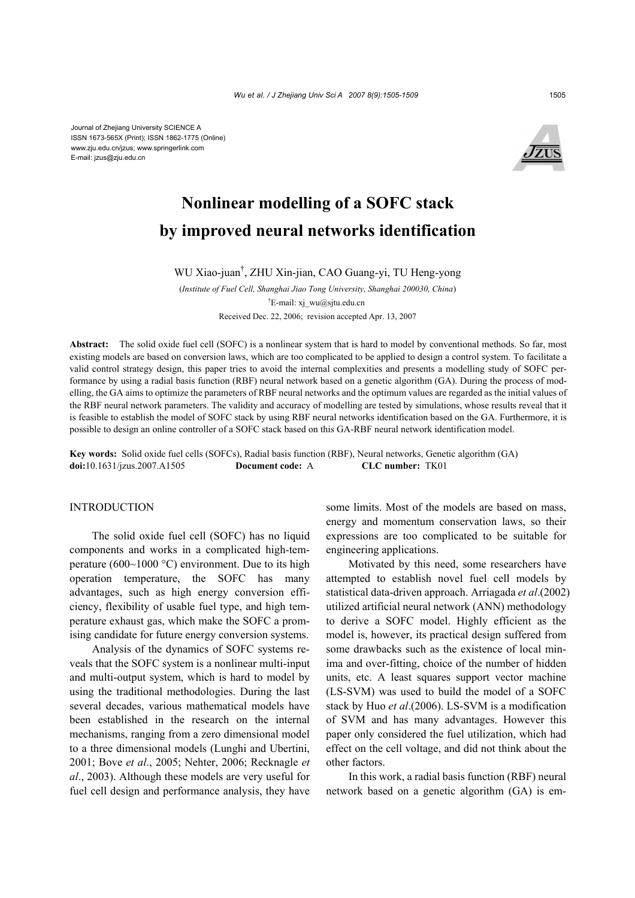Journal of Zhejiang University SCIENCE A
ISSN 1673-565X (Print); ISSN 1862-1775 (Online)
www.zju.edu.cn/jzus; www.springerlink.com
E-mail: jzus@zju.edu.cn

# Nonlinear modelling of a SOFC stack by improved neural networks identification

WU Xiao-juan[†], ZHU Xin-jian, CAO Guang-yi, TU Heng-yong

(*Institute of Fuel Cell, Shanghai Jiao Tong University, Shanghai 200030, China*)

[†]E-mail: xj_wu@sjtu.edu.cn

Received Dec. 22, 2006; revision accepted Apr. 13, 2007

**Abstract:** The solid oxide fuel cell (SOFC) is a nonlinear system that is hard to model by conventional methods. So far, most existing models are based on conversion laws, which are too complicated to be applied to design a control system. To facilitate a valid control strategy design, this paper tries to avoid the internal complexities and presents a modelling study of SOFC performance by using a radial basis function (RBF) neural network based on a genetic algorithm (GA). During the process of modelling, the GA aims to optimize the parameters of RBF neural networks and the optimum values are regarded as the initial values of the RBF neural network parameters. The validity and accuracy of modelling are tested by simulations, whose results reveal that it is feasible to establish the model of SOFC stack by using RBF neural networks identification based on the GA. Furthermore, it is possible to design an online controller of a SOFC stack based on this GA-RBF neural network identification model.

**Key words:** Solid oxide fuel cells (SOFCs), Radial basis function (RBF), Neural networks, Genetic algorithm (GA)
**doi:**10.1631/jzus.2007.A1505 **Document code:** A **CLC number:** TK01

## INTRODUCTION

The solid oxide fuel cell (SOFC) has no liquid components and works in a complicated high-temperature (600~1000 °C) environment. Due to its high operation temperature, the SOFC has many advantages, such as high energy conversion efficiency, flexibility of usable fuel type, and high temperature exhaust gas, which make the SOFC a promising candidate for future energy conversion systems.

Analysis of the dynamics of SOFC systems reveals that the SOFC system is a nonlinear multi-input and multi-output system, which is hard to model by using the traditional methodologies. During the last several decades, various mathematical models have been established in the research on the internal mechanisms, ranging from a zero dimensional model to a three dimensional models (Lunghi and Ubertini, 2001; Bove *et al*., 2005; Nehter, 2006; Recknagle *et al*., 2003). Although these models are very useful for fuel cell design and performance analysis, they have some limits. Most of the models are based on mass, energy and momentum conservation laws, so their expressions are too complicated to be suitable for engineering applications.

Motivated by this need, some researchers have attempted to establish novel fuel cell models by statistical data-driven approach. Arriagada *et al*.(2002) utilized artificial neural network (ANN) methodology to derive a SOFC model. Highly efficient as the model is, however, its practical design suffered from some drawbacks such as the existence of local minima and over-fitting, choice of the number of hidden units, etc. A least squares support vector machine (LS-SVM) was used to build the model of a SOFC stack by Huo *et al*.(2006). LS-SVM is a modification of SVM and has many advantages. However this paper only considered the fuel utilization, which had effect on the cell voltage, and did not think about the other factors.

In this work, a radial basis function (RBF) neural network based on a genetic algorithm (GA) is em-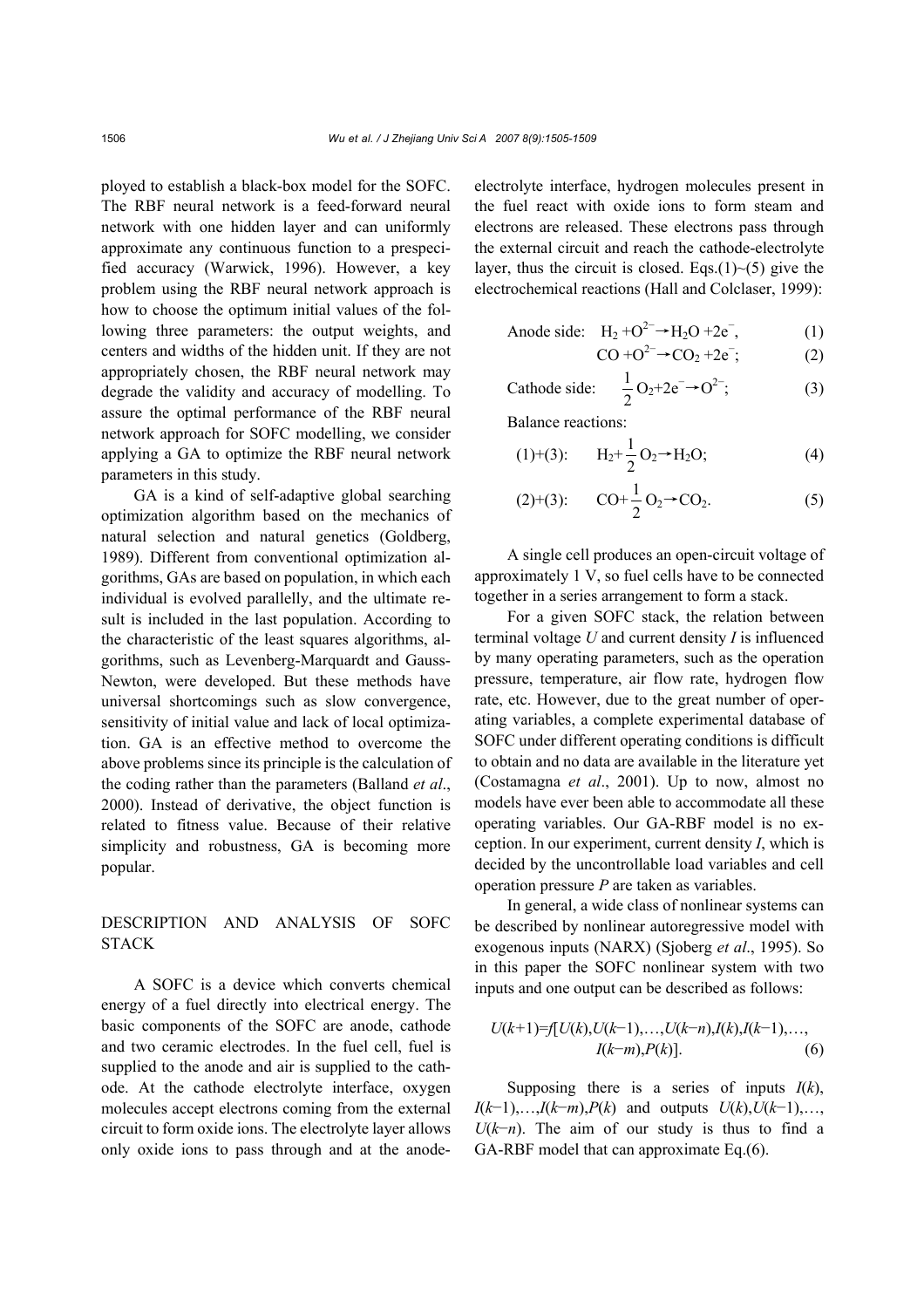ployed to establish a black-box model for the SOFC. The RBF neural network is a feed-forward neural network with one hidden layer and can uniformly approximate any continuous function to a prespecified accuracy (Warwick, 1996). However, a key problem using the RBF neural network approach is how to choose the optimum initial values of the following three parameters: the output weights, and centers and widths of the hidden unit. If they are not appropriately chosen, the RBF neural network may degrade the validity and accuracy of modelling. To assure the optimal performance of the RBF neural network approach for SOFC modelling, we consider applying a GA to optimize the RBF neural network parameters in this study.

GA is a kind of self-adaptive global searching optimization algorithm based on the mechanics of natural selection and natural genetics (Goldberg, 1989). Different from conventional optimization algorithms, GAs are based on population, in which each individual is evolved parallelly, and the ultimate result is included in the last population. According to the characteristic of the least squares algorithms, algorithms, such as Levenberg-Marquardt and Gauss-Newton, were developed. But these methods have universal shortcomings such as slow convergence, sensitivity of initial value and lack of local optimization. GA is an effective method to overcome the above problems since its principle is the calculation of the coding rather than the parameters (Balland *et al*., 2000). Instead of derivative, the object function is related to fitness value. Because of their relative simplicity and robustness, GA is becoming more popular.

## DESCRIPTION AND ANALYSIS OF SOFC STACK

A SOFC is a device which converts chemical energy of a fuel directly into electrical energy. The basic components of the SOFC are anode, cathode and two ceramic electrodes. In the fuel cell, fuel is supplied to the anode and air is supplied to the cathode. At the cathode electrolyte interface, oxygen molecules accept electrons coming from the external circuit to form oxide ions. The electrolyte layer allows only oxide ions to pass through and at the anode-electrolyte interface, hydrogen molecules present in the fuel react with oxide ions to form steam and electrons are released. These electrons pass through the external circuit and reach the cathode-electrolyte layer, thus the circuit is closed. Eqs.(1)~(5) give the electrochemical reactions (Hall and Colclaser, 1999):

Anode side:
$$H_2 + O^{2-} \rightarrow H_2O + 2e^-, \tag{1}$$
$$CO + O^{2-} \rightarrow CO_2 + 2e^-; \tag{2}$$

Cathode side:
$$\frac{1}{2}O_2 + 2e^- \rightarrow O^{2-}; \tag{3}$$

Balance reactions:

(1)+(3):
$$H_2 + \frac{1}{2}O_2 \rightarrow H_2O; \tag{4}$$

(2)+(3):
$$CO + \frac{1}{2}O_2 \rightarrow CO_2. \tag{5}$$

A single cell produces an open-circuit voltage of approximately 1 V, so fuel cells have to be connected together in a series arrangement to form a stack.

For a given SOFC stack, the relation between terminal voltage $U$ and current density $I$ is influenced by many operating parameters, such as the operation pressure, temperature, air flow rate, hydrogen flow rate, etc. However, due to the great number of operating variables, a complete experimental database of SOFC under different operating conditions is difficult to obtain and no data are available in the literature yet (Costamagna *et al*., 2001). Up to now, almost no models have ever been able to accommodate all these operating variables. Our GA-RBF model is no exception. In our experiment, current density $I$, which is decided by the uncontrollable load variables and cell operation pressure $P$ are taken as variables.

In general, a wide class of nonlinear systems can be described by nonlinear autoregressive model with exogenous inputs (NARX) (Sjoberg *et al*., 1995). So in this paper the SOFC nonlinear system with two inputs and one output can be described as follows:

$$U(k+1)=f[U(k),U(k-1),\ldots,U(k-n),I(k),I(k-1),\ldots,I(k-m),P(k)]. \tag{6}$$

Supposing there is a series of inputs $I(k)$, $I(k-1),\ldots,I(k-m),P(k)$ and outputs $U(k),U(k-1),\ldots,U(k-n)$. The aim of our study is thus to find a GA-RBF model that can approximate Eq.(6).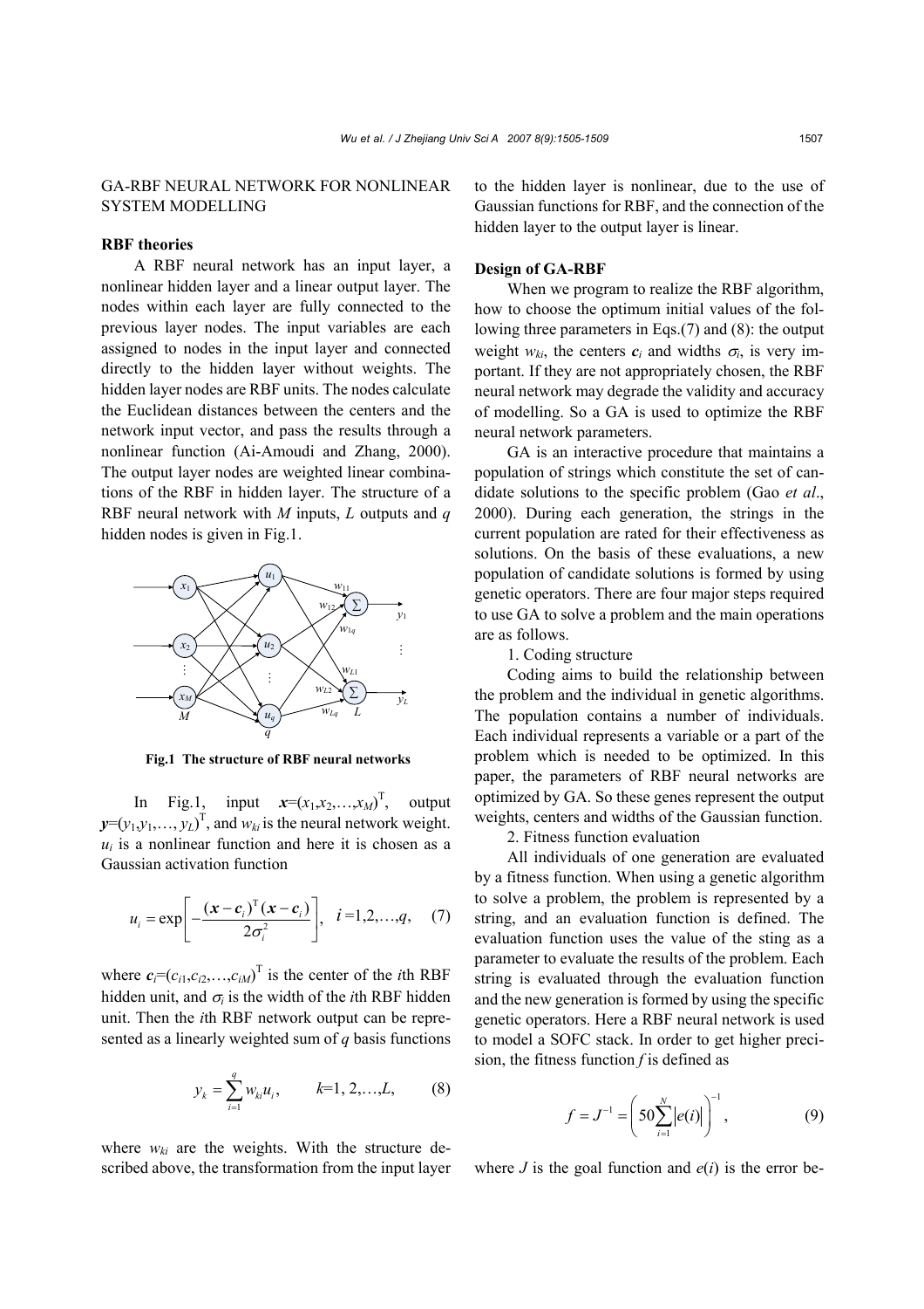## GA-RBF NEURAL NETWORK FOR NONLINEAR SYSTEM MODELLING

### RBF theories

A RBF neural network has an input layer, a nonlinear hidden layer and a linear output layer. The nodes within each layer are fully connected to the previous layer nodes. The input variables are each assigned to nodes in the input layer and connected directly to the hidden layer without weights. The hidden layer nodes are RBF units. The nodes calculate the Euclidean distances between the centers and the network input vector, and pass the results through a nonlinear function (Ai-Amoudi and Zhang, 2000). The output layer nodes are weighted linear combinations of the RBF in hidden layer. The structure of a RBF neural network with $M$ inputs, $L$ outputs and $q$ hidden nodes is given in Fig.1.

$x_1$ $x_2$ $x_M$ $M$ $u_1$ $u_2$ $u_q$ $q$ $w_{11}$ $w_{12}$ $w_{1q}$ $w_{L1}$ $w_{L2}$ $w_{Lq}$ $\Sigma$ $L$ $y_1$ $y_L$

**Fig.1 The structure of RBF neural networks**

In Fig.1, input $\boldsymbol{x}=(x_1,x_2,\ldots,x_M)^{\mathrm{T}}$, output $\boldsymbol{y}=(y_1,y_1,\ldots,y_L)^{\mathrm{T}}$, and $w_{ki}$ is the neural network weight. $u_i$ is a nonlinear function and here it is chosen as a Gaussian activation function

$$u_i = \exp\left[-\frac{(\boldsymbol{x}-\boldsymbol{c}_i)^{\mathrm{T}}(\boldsymbol{x}-\boldsymbol{c}_i)}{2\sigma_i^2}\right], \quad i=1,2,\ldots,q, \qquad (7)$$

where $\boldsymbol{c}_i=(c_{i1},c_{i2},\ldots,c_{iM})^{\mathrm{T}}$ is the center of the $i$th RBF hidden unit, and $\sigma_i$ is the width of the $i$th RBF hidden unit. Then the $i$th RBF network output can be represented as a linearly weighted sum of $q$ basis functions

$$y_k = \sum_{i=1}^{q} w_{ki} u_i, \qquad k=1, 2,\ldots,L, \qquad (8)$$

where $w_{ki}$ are the weights. With the structure described above, the transformation from the input layer to the hidden layer is nonlinear, due to the use of Gaussian functions for RBF, and the connection of the hidden layer to the output layer is linear.

### Design of GA-RBF

When we program to realize the RBF algorithm, how to choose the optimum initial values of the following three parameters in Eqs.(7) and (8): the output weight $w_{ki}$, the centers $\boldsymbol{c}_i$ and widths $\sigma_i$, is very important. If they are not appropriately chosen, the RBF neural network may degrade the validity and accuracy of modelling. So a GA is used to optimize the RBF neural network parameters.

GA is an interactive procedure that maintains a population of strings which constitute the set of candidate solutions to the specific problem (Gao *et al*., 2000). During each generation, the strings in the current population are rated for their effectiveness as solutions. On the basis of these evaluations, a new population of candidate solutions is formed by using genetic operators. There are four major steps required to use GA to solve a problem and the main operations are as follows.

1. Coding structure

Coding aims to build the relationship between the problem and the individual in genetic algorithms. The population contains a number of individuals. Each individual represents a variable or a part of the problem which is needed to be optimized. In this paper, the parameters of RBF neural networks are optimized by GA. So these genes represent the output weights, centers and widths of the Gaussian function.

2. Fitness function evaluation

All individuals of one generation are evaluated by a fitness function. When using a genetic algorithm to solve a problem, the problem is represented by a string, and an evaluation function is defined. The evaluation function uses the value of the sting as a parameter to evaluate the results of the problem. Each string is evaluated through the evaluation function and the new generation is formed by using the specific genetic operators. Here a RBF neural network is used to model a SOFC stack. In order to get higher precision, the fitness function $f$ is defined as

$$f = J^{-1} = \left(50\sum_{i=1}^{N}\left|e(i)\right|\right)^{-1}, \qquad (9)$$

where $J$ is the goal function and $e(i)$ is the error be-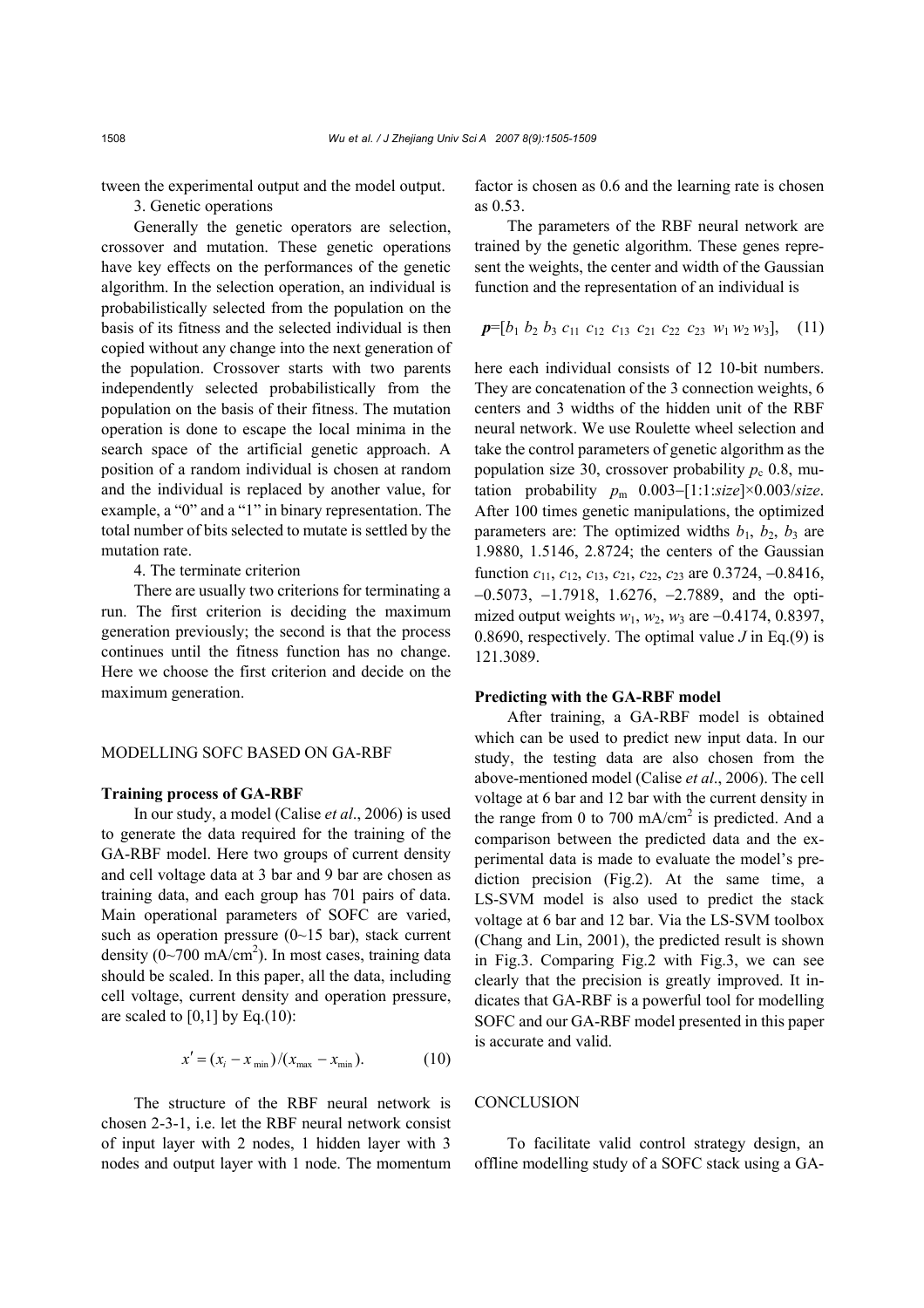tween the experimental output and the model output.

3. Genetic operations

Generally the genetic operators are selection, crossover and mutation. These genetic operations have key effects on the performances of the genetic algorithm. In the selection operation, an individual is probabilistically selected from the population on the basis of its fitness and the selected individual is then copied without any change into the next generation of the population. Crossover starts with two parents independently selected probabilistically from the population on the basis of their fitness. The mutation operation is done to escape the local minima in the search space of the artificial genetic approach. A position of a random individual is chosen at random and the individual is replaced by another value, for example, a "0" and a "1" in binary representation. The total number of bits selected to mutate is settled by the mutation rate.

4. The terminate criterion

There are usually two criterions for terminating a run. The first criterion is deciding the maximum generation previously; the second is that the process continues until the fitness function has no change. Here we choose the first criterion and decide on the maximum generation.

## MODELLING SOFC BASED ON GA-RBF

### Training process of GA-RBF

In our study, a model (Calise *et al*., 2006) is used to generate the data required for the training of the GA-RBF model. Here two groups of current density and cell voltage data at 3 bar and 9 bar are chosen as training data, and each group has 701 pairs of data. Main operational parameters of SOFC are varied, such as operation pressure (0~15 bar), stack current density (0~700 mA/cm$^2$). In most cases, training data should be scaled. In this paper, all the data, including cell voltage, current density and operation pressure, are scaled to [0,1] by Eq.(10):

$$x' = (x_i - x_{\min})/(x_{\max} - x_{\min}). \tag{10}$$

The structure of the RBF neural network is chosen 2-3-1, i.e. let the RBF neural network consist of input layer with 2 nodes, 1 hidden layer with 3 nodes and output layer with 1 node. The momentum factor is chosen as 0.6 and the learning rate is chosen as 0.53.

The parameters of the RBF neural network are trained by the genetic algorithm. These genes represent the weights, the center and width of the Gaussian function and the representation of an individual is

$$\boldsymbol{p}=[b_1\ b_2\ b_3\ c_{11}\ c_{12}\ c_{13}\ c_{21}\ c_{22}\ c_{23}\ w_1\ w_2\ w_3], \tag{11}$$

here each individual consists of 12 10-bit numbers. They are concatenation of the 3 connection weights, 6 centers and 3 widths of the hidden unit of the RBF neural network. We use Roulette wheel selection and take the control parameters of genetic algorithm as the population size 30, crossover probability $p_c$ 0.8, mutation probability $p_m$ 0.003−[1:1:*size*]×0.003/*size*. After 100 times genetic manipulations, the optimized parameters are: The optimized widths $b_1$, $b_2$, $b_3$ are 1.9880, 1.5146, 2.8724; the centers of the Gaussian function $c_{11}$, $c_{12}$, $c_{13}$, $c_{21}$, $c_{22}$, $c_{23}$ are 0.3724, −0.8416, −0.5073, −1.7918, 1.6276, −2.7889, and the optimized output weights $w_1$, $w_2$, $w_3$ are −0.4174, 0.8397, 0.8690, respectively. The optimal value $J$ in Eq.(9) is 121.3089.

### Predicting with the GA-RBF model

After training, a GA-RBF model is obtained which can be used to predict new input data. In our study, the testing data are also chosen from the above-mentioned model (Calise *et al*., 2006). The cell voltage at 6 bar and 12 bar with the current density in the range from 0 to 700 mA/cm$^2$ is predicted. And a comparison between the predicted data and the experimental data is made to evaluate the model's prediction precision (Fig.2). At the same time, a LS-SVM model is also used to predict the stack voltage at 6 bar and 12 bar. Via the LS-SVM toolbox (Chang and Lin, 2001), the predicted result is shown in Fig.3. Comparing Fig.2 with Fig.3, we can see clearly that the precision is greatly improved. It indicates that GA-RBF is a powerful tool for modelling SOFC and our GA-RBF model presented in this paper is accurate and valid.

## CONCLUSION

To facilitate valid control strategy design, an offline modelling study of a SOFC stack using a GA-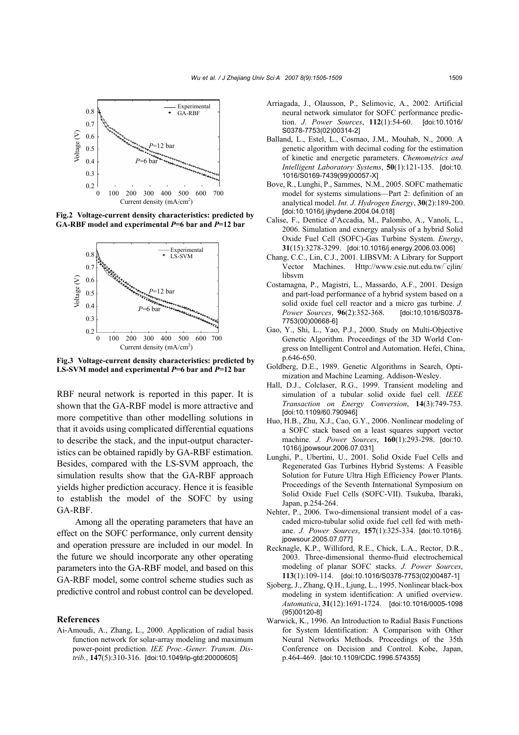0.8
0.7
0.6
0.5
0.4
0.3
0.2
Voltage (V)
0 100 200 300 400 500 600 700
Current density (mA/cm$^2$)
Experimental
GA-RBF
$P$=12 bar
$P$=6 bar

**Fig.2 Voltage-current density characteristics: predicted by GA-RBF model and experimental $P$=6 bar and $P$=12 bar**

0.8
0.7
0.6
0.5
0.4
0.3
0.2
Voltage (V)
0 100 200 300 400 500 600 700
Current density (mA/cm$^2$)
Experimental
LS-SVM
$P$=12 bar
$P$=6 bar

**Fig.3 Voltage-current density characteristics: predicted by LS-SVM model and experimental $P$=6 bar and $P$=12 bar**

RBF neural network is reported in this paper. It is shown that the GA-RBF model is more attractive and more competitive than other modelling solutions in that it avoids using complicated differential equations to describe the stack, and the input-output characteristics can be obtained rapidly by GA-RBF estimation. Besides, compared with the LS-SVM approach, the simulation results show that the GA-RBF approach yields higher prediction accuracy. Hence it is feasible to establish the model of the SOFC by using GA-RBF.

Among all the operating parameters that have an effect on the SOFC performance, only current density and operation pressure are included in our model. In the future we should incorporate any other operating parameters into the GA-RBF model, and based on this GA-RBF model, some control scheme studies such as predictive control and robust control can be developed.

## References

Ai-Amoudi, A., Zhang, L., 2000. Application of radial basis function network for solar-array modeling and maximum power-point prediction. *IEE Proc.-Gener. Transm. Distrib.*, **147**(5):310-316. [doi:10.1049/ip-gtd:20000605]

Arriagada, J., Olausson, P., Selimovic, A., 2002. Artificial neural network simulator for SOFC performance prediction. *J. Power Sources*, **112**(1):54-60. [doi:10.1016/S0378-7753(02)00314-2]

Balland, L., Estel, L., Cosmao, J.M., Mouhab, N., 2000. A genetic algorithm with decimal coding for the estimation of kinetic and energetic parameters. *Chemometrics and Intelligent Laboratory Systems*, **50**(1):121-135. [doi:10.1016/S0169-7439(99)00057-X]

Bove, R., Lunghi, P., Sammes, N.M., 2005. SOFC mathematic model for systems simulations—Part 2: definition of an analytical model. *Int. J. Hydrogen Energy*, **30**(2):189-200. [doi:10.1016/j.ijhydene.2004.04.018]

Calise, F., Dentice d'Accadia, M., Palombo, A., Vanoli, L., 2006. Simulation and exnergy analysis of a hybrid Solid Oxide Fuel Cell (SOFC)-Gas Turbine System. *Energy*, **31**(15):3278-3299. [doi:10.1016/j.energy.2006.03.006]

Chang, C.C., Lin, C.J., 2001. LIBSVM: A Library for Support Vector Machines. Http://www.csie.nut.edu.tw/~cjlin/libsvm

Costamagna, P., Magistri, L., Massardo, A.F., 2001. Design and part-load performance of a hybrid system based on a solid oxide fuel cell reactor and a micro gas turbine. *J. Power Sources*, **96**(2):352-368. [doi:10.1016/S0378-7753(00)00668-6]

Gao, Y., Shi, L., Yao, P.J., 2000. Study on Multi-Objective Genetic Algorithm. Proceedings of the 3D World Congress on Intelligent Control and Automation. Hefei, China, p.646-650.

Goldberg, D.E., 1989. Genetic Algorithms in Search, Optimization and Machine Learning. Addison-Wesley.

Hall, D.J., Colclaser, R.G., 1999. Transient modeling and simulation of a tubular solid oxide fuel cell. *IEEE Transaction on Energy Conversion*, **14**(3):749-753. [doi:10.1109/60.790946]

Huo, H.B., Zhu, X.J., Cao, G.Y., 2006. Nonlinear modeling of a SOFC stack based on a least squares support vector machine. *J. Power Sources*, **160**(1):293-298. [doi:10.1016/j.jpowsour.2006.07.031]

Lunghi, P., Ubertini, U., 2001. Solid Oxide Fuel Cells and Regenerated Gas Turbines Hybrid Systems: A Feasible Solution for Future Ultra High Efficiency Power Plants. Proceedings of the Seventh International Symposium on Solid Oxide Fuel Cells (SOFC-VII). Tsukuba, Ibaraki, Japan, p.254-264.

Nehter, P., 2006. Two-dimensional transient model of a cascaded micro-tubular solid oxide fuel cell fed with methane. *J. Power Sources*, **157**(1):325-334. [doi:10.1016/j.jpowsour.2005.07.077]

Recknagle, K.P., Williford, R.E., Chick, L.A., Rector, D.R., 2003. Three-dimensional thermo-fluid electrochemical modeling of planar SOFC stacks. *J. Power Sources*, **113**(1):109-114. [doi:10.1016/S0378-7753(02)00487-1]

Sjoberg, J., Zhang, Q.H., Ljung, L., 1995. Nonlinear black-box modeling in system identification: A unified overview. *Automatica*, **31**(12):1691-1724. [doi:10.1016/0005-1098(95)00120-8]

Warwick, K., 1996. An Introduction to Radial Basis Functions for System Identification: A Comparison with Other Neural Networks Methods. Proceedings of the 35th Conference on Decision and Control. Kobe, Japan, p.464-469. [doi:10.1109/CDC.1996.574355]